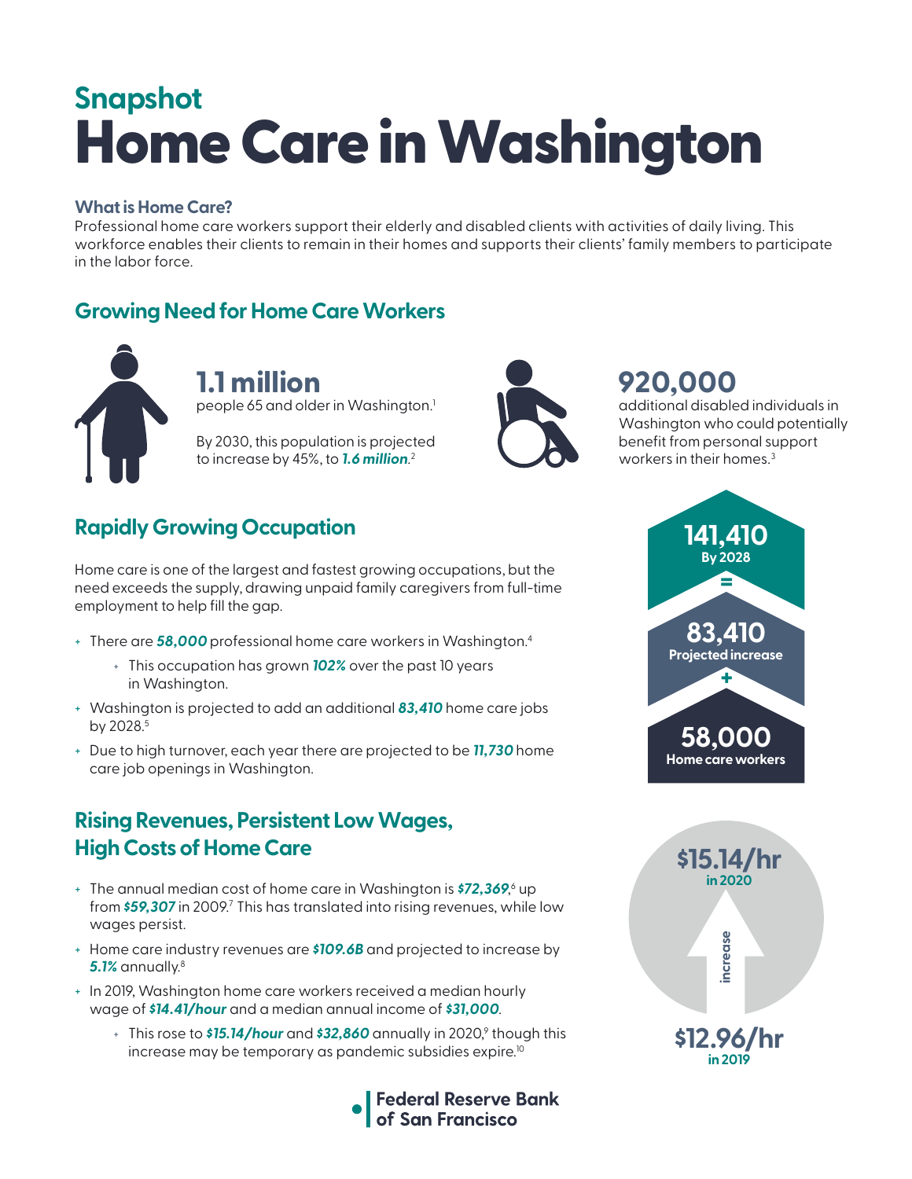## Snapshot

# Home Care in Washington

### What is Home Care?

Professional home care workers support their elderly and disabled clients with activities of daily living. This workforce enables their clients to remain in their homes and supports their clients' family members to participate in the labor force.

## Growing Need for Home Care Workers

**1.1 million**
people 65 and older in Washington.[1]

By 2030, this population is projected to increase by 45%, to ***1.6 million***.[2]

**920,000**
additional disabled individuals in Washington who could potentially benefit from personal support workers in their homes.[3]

## Rapidly Growing Occupation

Home care is one of the largest and fastest growing occupations, but the need exceeds the supply, drawing unpaid family caregivers from full-time employment to help fill the gap.

- There are ***58,000*** professional home care workers in Washington.[4]
  - This occupation has grown ***102%*** over the past 10 years in Washington.
- Washington is projected to add an additional ***83,410*** home care jobs by 2028.[5]
- Due to high turnover, each year there are projected to be ***11,730*** home care job openings in Washington.

**141,410** By 2028
=
**83,410** Projected increase
+
**58,000** Home care workers

## Rising Revenues, Persistent Low Wages, High Costs of Home Care

- The annual median cost of home care in Washington is ***$72,369***,[6] up from ***$59,307*** in 2009.[7] This has translated into rising revenues, while low wages persist.
- Home care industry revenues are ***$109.6B*** and projected to increase by ***5.1%*** annually.[8]
- In 2019, Washington home care workers received a median hourly wage of ***$14.41/hour*** and a median annual income of ***$31,000***.
  - This rose to ***$15.14/hour*** and ***$32,860*** annually in 2020,[9] though this increase may be temporary as pandemic subsidies expire.[10]

**$15.14/hr** in 2020

increase

**$12.96/hr** in 2019

Federal Reserve Bank of San Francisco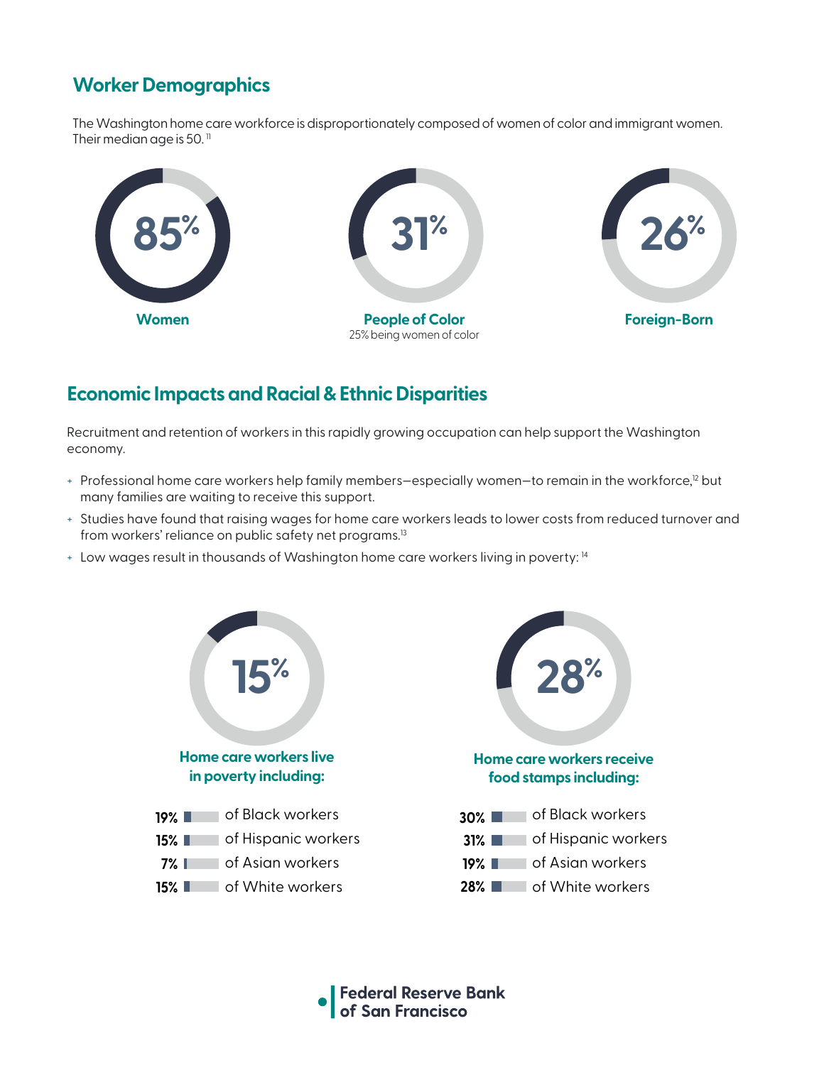## Worker Demographics

The Washington home care workforce is disproportionately composed of women of color and immigrant women. Their median age is 50.[11]

**85%**
**Women**

**31%**
**People of Color**
25% being women of color

**26%**
**Foreign-Born**

## Economic Impacts and Racial & Ethnic Disparities

Recruitment and retention of workers in this rapidly growing occupation can help support the Washington economy.

- Professional home care workers help family members—especially women—to remain in the workforce,[12] but many families are waiting to receive this support.
- Studies have found that raising wages for home care workers leads to lower costs from reduced turnover and from workers' reliance on public safety net programs.[13]
- Low wages result in thousands of Washington home care workers living in poverty:[14]

**15%**
**Home care workers live in poverty including:**

- 19% of Black workers
- 15% of Hispanic workers
- 7% of Asian workers
- 15% of White workers

**28%**
**Home care workers receive food stamps including:**

- 30% of Black workers
- 31% of Hispanic workers
- 19% of Asian workers
- 28% of White workers

Federal Reserve Bank of San Francisco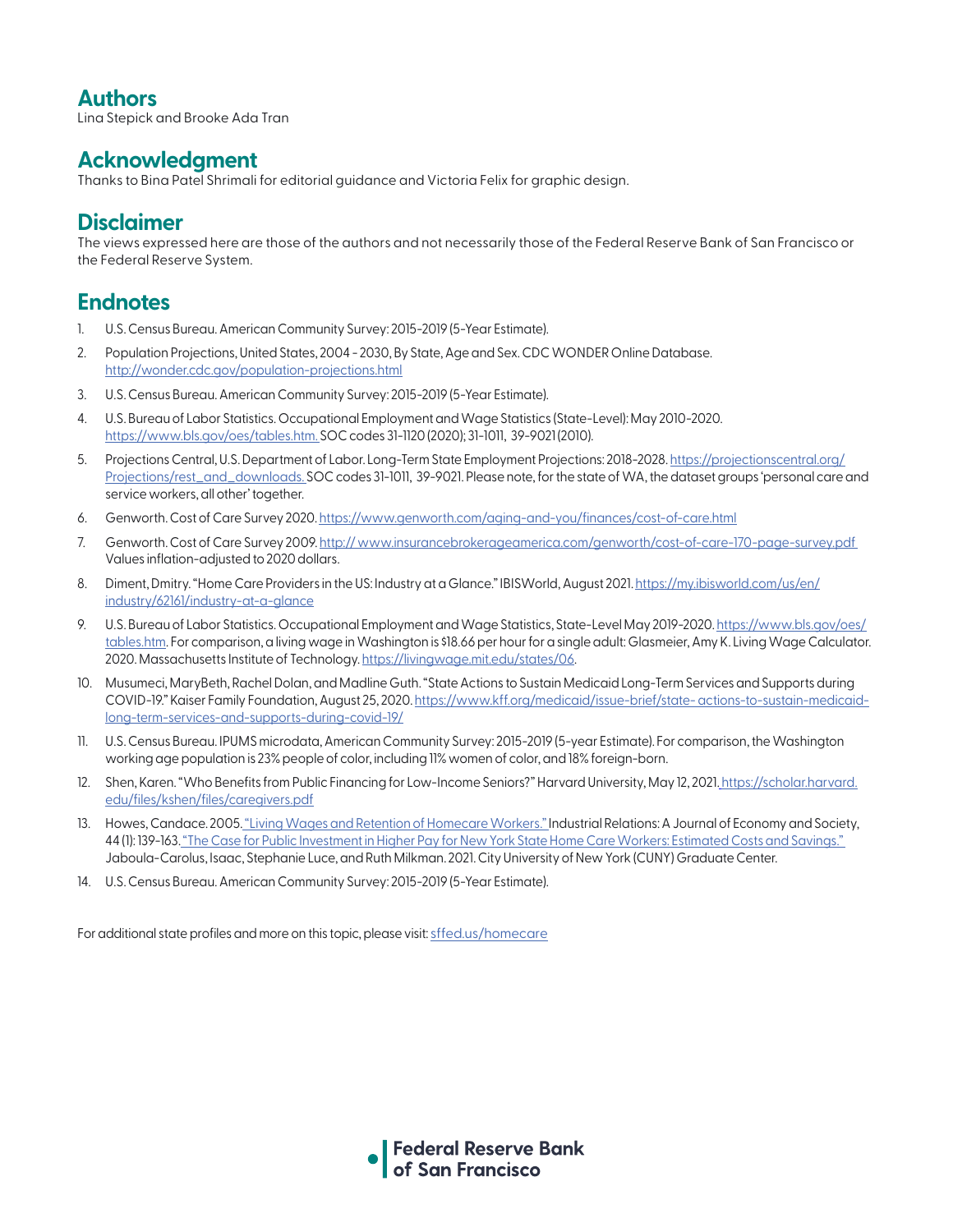## Authors

Lina Stepick and Brooke Ada Tran

## Acknowledgment

Thanks to Bina Patel Shrimali for editorial guidance and Victoria Felix for graphic design.

## Disclaimer

The views expressed here are those of the authors and not necessarily those of the Federal Reserve Bank of San Francisco or the Federal Reserve System.

## Endnotes

1. U.S. Census Bureau. American Community Survey: 2015-2019 (5-Year Estimate).
2. Population Projections, United States, 2004 - 2030, By State, Age and Sex. CDC WONDER Online Database. http://wonder.cdc.gov/population-projections.html
3. U.S. Census Bureau. American Community Survey: 2015-2019 (5-Year Estimate).
4. U.S. Bureau of Labor Statistics. Occupational Employment and Wage Statistics (State-Level): May 2010-2020. https://www.bls.gov/oes/tables.htm. SOC codes 31-1120 (2020); 31-1011, 39-9021 (2010).
5. Projections Central, U.S. Department of Labor. Long-Term State Employment Projections: 2018-2028. https://projectionscentral.org/Projections/rest_and_downloads. SOC codes 31-1011, 39-9021. Please note, for the state of WA, the dataset groups 'personal care and service workers, all other' together.
6. Genworth. Cost of Care Survey 2020. https://www.genworth.com/aging-and-you/finances/cost-of-care.html
7. Genworth. Cost of Care Survey 2009. http:// www.insurancebrokerageamerica.com/genworth/cost-of-care-170-page-survey.pdf Values inflation-adjusted to 2020 dollars.
8. Diment, Dmitry. "Home Care Providers in the US: Industry at a Glance." IBISWorld, August 2021. https://my.ibisworld.com/us/en/industry/62161/industry-at-a-glance
9. U.S. Bureau of Labor Statistics. Occupational Employment and Wage Statistics, State-Level May 2019-2020. https://www.bls.gov/oes/tables.htm. For comparison, a living wage in Washington is $18.66 per hour for a single adult: Glasmeier, Amy K. Living Wage Calculator. 2020. Massachusetts Institute of Technology. https://livingwage.mit.edu/states/06.
10. Musumeci, MaryBeth, Rachel Dolan, and Madline Guth. "State Actions to Sustain Medicaid Long-Term Services and Supports during COVID-19." Kaiser Family Foundation, August 25, 2020. https://www.kff.org/medicaid/issue-brief/state- actions-to-sustain-medicaid-long-term-services-and-supports-during-covid-19/
11. U.S. Census Bureau. IPUMS microdata, American Community Survey: 2015-2019 (5-year Estimate). For comparison, the Washington working age population is 23% people of color, including 11% women of color, and 18% foreign-born.
12. Shen, Karen. "Who Benefits from Public Financing for Low-Income Seniors?" Harvard University, May 12, 2021. https://scholar.harvard.edu/files/kshen/files/caregivers.pdf
13. Howes, Candace. 2005. "Living Wages and Retention of Homecare Workers." Industrial Relations: A Journal of Economy and Society, 44 (1): 139-163. "The Case for Public Investment in Higher Pay for New York State Home Care Workers: Estimated Costs and Savings." Jaboula-Carolus, Isaac, Stephanie Luce, and Ruth Milkman. 2021. City University of New York (CUNY) Graduate Center.
14. U.S. Census Bureau. American Community Survey: 2015-2019 (5-Year Estimate).

For additional state profiles and more on this topic, please visit: sffed.us/homecare

Federal Reserve Bank of San Francisco